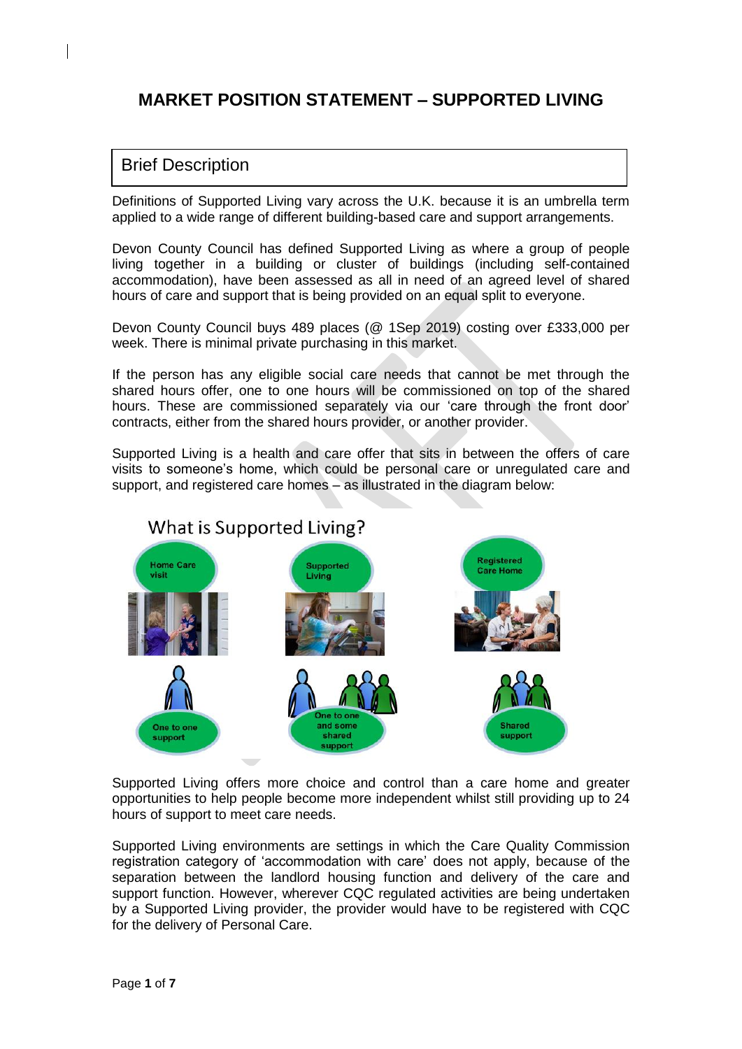# MARKET POSITION STATEMENT – SUPPORTED LIVING

## Brief Description

Definitions of Supported Living vary across the U.K. because it is an umbrella term applied to a wide range of different building-based care and support arrangements.

Devon County Council has defined Supported Living as where a group of people living together in a building or cluster of buildings (including self-contained accommodation), have been assessed as all in need of an agreed level of shared hours of care and support that is being provided on an equal split to everyone.

Devon County Council buys 489 places (@ 1Sep 2019) costing over £333,000 per week. There is minimal private purchasing in this market.

If the person has any eligible social care needs that cannot be met through the shared hours offer, one to one hours will be commissioned on top of the shared hours. These are commissioned separately via our 'care through the front door' contracts, either from the shared hours provider, or another provider.

Supported Living is a health and care offer that sits in between the offers of care visits to someone's home, which could be personal care or unregulated care and support, and registered care homes – as illustrated in the diagram below:

What is Supported Living?

Home Care visit | Supported Living | Registered Care Home

One to one support | One to one and some shared support | Shared support

Supported Living offers more choice and control than a care home and greater opportunities to help people become more independent whilst still providing up to 24 hours of support to meet care needs.

Supported Living environments are settings in which the Care Quality Commission registration category of 'accommodation with care' does not apply, because of the separation between the landlord housing function and delivery of the care and support function. However, wherever CQC regulated activities are being undertaken by a Supported Living provider, the provider would have to be registered with CQC for the delivery of Personal Care.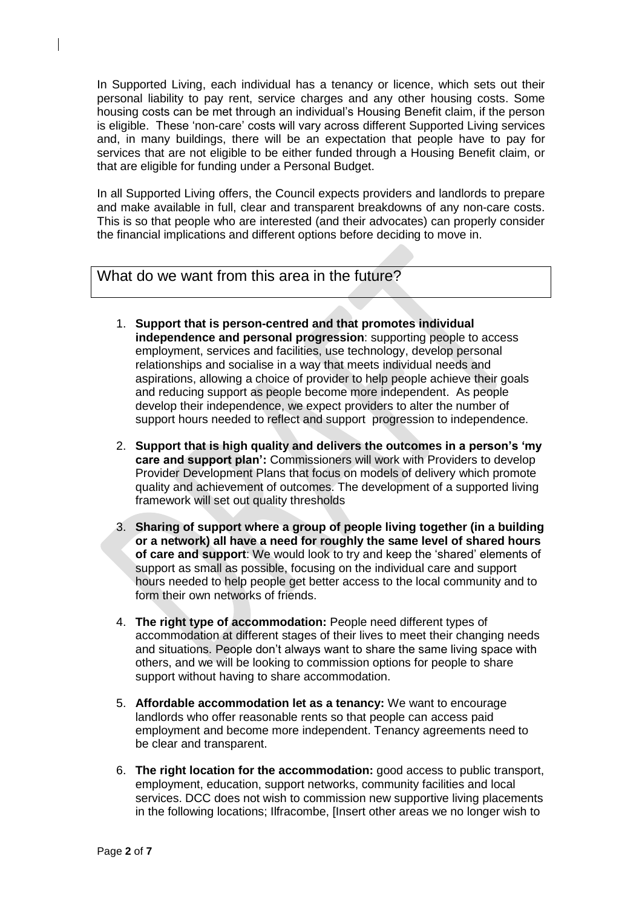In Supported Living, each individual has a tenancy or licence, which sets out their personal liability to pay rent, service charges and any other housing costs. Some housing costs can be met through an individual's Housing Benefit claim, if the person is eligible. These 'non-care' costs will vary across different Supported Living services and, in many buildings, there will be an expectation that people have to pay for services that are not eligible to be either funded through a Housing Benefit claim, or that are eligible for funding under a Personal Budget.

In all Supported Living offers, the Council expects providers and landlords to prepare and make available in full, clear and transparent breakdowns of any non-care costs. This is so that people who are interested (and their advocates) can properly consider the financial implications and different options before deciding to move in.

## What do we want from this area in the future?

1. **Support that is person-centred and that promotes individual independence and personal progression**: supporting people to access employment, services and facilities, use technology, develop personal relationships and socialise in a way that meets individual needs and aspirations, allowing a choice of provider to help people achieve their goals and reducing support as people become more independent. As people develop their independence, we expect providers to alter the number of support hours needed to reflect and support progression to independence.

2. **Support that is high quality and delivers the outcomes in a person's 'my care and support plan':** Commissioners will work with Providers to develop Provider Development Plans that focus on models of delivery which promote quality and achievement of outcomes. The development of a supported living framework will set out quality thresholds

3. **Sharing of support where a group of people living together (in a building or a network) all have a need for roughly the same level of shared hours of care and support**: We would look to try and keep the 'shared' elements of support as small as possible, focusing on the individual care and support hours needed to help people get better access to the local community and to form their own networks of friends.

4. **The right type of accommodation:** People need different types of accommodation at different stages of their lives to meet their changing needs and situations. People don't always want to share the same living space with others, and we will be looking to commission options for people to share support without having to share accommodation.

5. **Affordable accommodation let as a tenancy:** We want to encourage landlords who offer reasonable rents so that people can access paid employment and become more independent. Tenancy agreements need to be clear and transparent.

6. **The right location for the accommodation:** good access to public transport, employment, education, support networks, community facilities and local services. DCC does not wish to commission new supportive living placements in the following locations; Ilfracombe, [Insert other areas we no longer wish to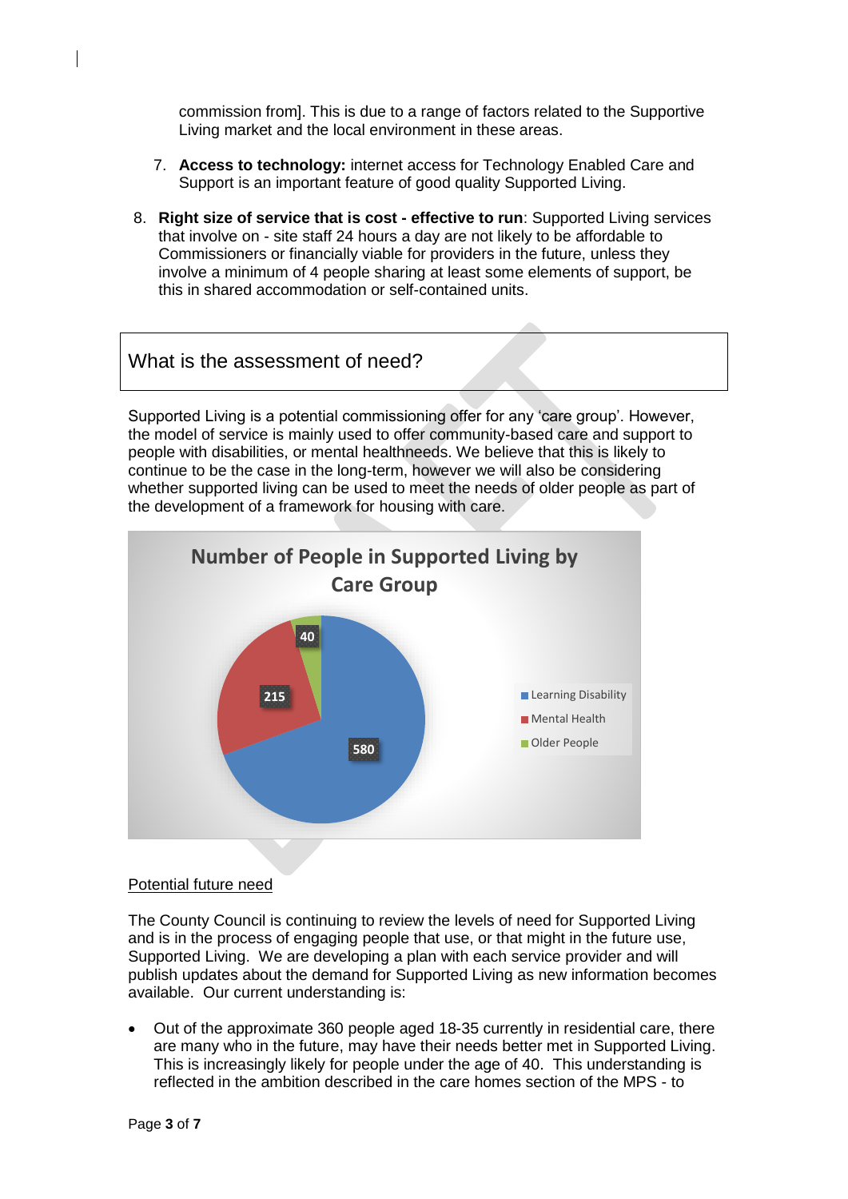commission from]. This is due to a range of factors related to the Supportive Living market and the local environment in these areas.

7. **Access to technology:** internet access for Technology Enabled Care and Support is an important feature of good quality Supported Living.

8. **Right size of service that is cost - effective to run**: Supported Living services that involve on - site staff 24 hours a day are not likely to be affordable to Commissioners or financially viable for providers in the future, unless they involve a minimum of 4 people sharing at least some elements of support, be this in shared accommodation or self-contained units.

## What is the assessment of need?

Supported Living is a potential commissioning offer for any 'care group'. However, the model of service is mainly used to offer community-based care and support to people with disabilities, or mental healthneeds. We believe that this is likely to continue to be the case in the long-term, however we will also be considering whether supported living can be used to meet the needs of older people as part of the development of a framework for housing with care.

**Number of People in Supported Living by Care Group**

| Care Group | Number of People |
|---|---|
| Learning Disability | 580 |
| Mental Health | 215 |
| Older People | 40 |

<u>Potential future need</u>

The County Council is continuing to review the levels of need for Supported Living and is in the process of engaging people that use, or that might in the future use, Supported Living. We are developing a plan with each service provider and will publish updates about the demand for Supported Living as new information becomes available. Our current understanding is:

- Out of the approximate 360 people aged 18-35 currently in residential care, there are many who in the future, may have their needs better met in Supported Living. This is increasingly likely for people under the age of 40. This understanding is reflected in the ambition described in the care homes section of the MPS - to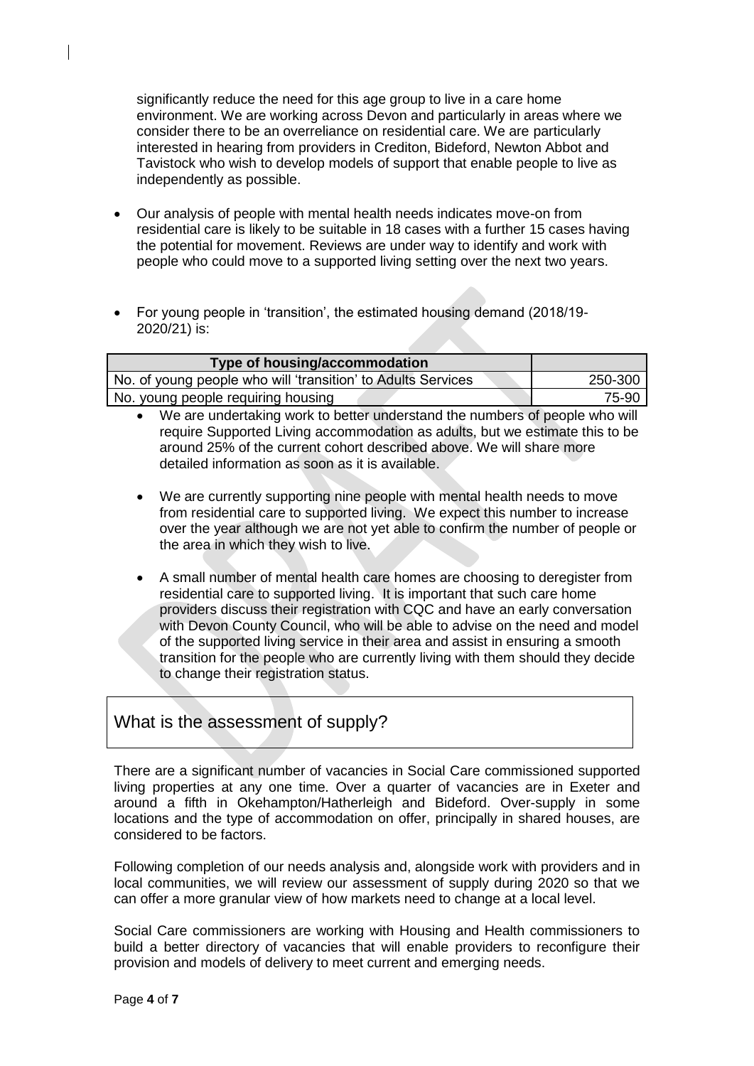significantly reduce the need for this age group to live in a care home environment. We are working across Devon and particularly in areas where we consider there to be an overreliance on residential care. We are particularly interested in hearing from providers in Crediton, Bideford, Newton Abbot and Tavistock who wish to develop models of support that enable people to live as independently as possible.

- Our analysis of people with mental health needs indicates move-on from residential care is likely to be suitable in 18 cases with a further 15 cases having the potential for movement. Reviews are under way to identify and work with people who could move to a supported living setting over the next two years.

- For young people in 'transition', the estimated housing demand (2018/19-2020/21) is:

| Type of housing/accommodation | |
|---|---|
| No. of young people who will 'transition' to Adults Services | 250-300 |
| No. young people requiring housing | 75-90 |

- We are undertaking work to better understand the numbers of people who will require Supported Living accommodation as adults, but we estimate this to be around 25% of the current cohort described above. We will share more detailed information as soon as it is available.

- We are currently supporting nine people with mental health needs to move from residential care to supported living. We expect this number to increase over the year although we are not yet able to confirm the number of people or the area in which they wish to live.

- A small number of mental health care homes are choosing to deregister from residential care to supported living. It is important that such care home providers discuss their registration with CQC and have an early conversation with Devon County Council, who will be able to advise on the need and model of the supported living service in their area and assist in ensuring a smooth transition for the people who are currently living with them should they decide to change their registration status.

## What is the assessment of supply?

There are a significant number of vacancies in Social Care commissioned supported living properties at any one time. Over a quarter of vacancies are in Exeter and around a fifth in Okehampton/Hatherleigh and Bideford. Over-supply in some locations and the type of accommodation on offer, principally in shared houses, are considered to be factors.

Following completion of our needs analysis and, alongside work with providers and in local communities, we will review our assessment of supply during 2020 so that we can offer a more granular view of how markets need to change at a local level.

Social Care commissioners are working with Housing and Health commissioners to build a better directory of vacancies that will enable providers to reconfigure their provision and models of delivery to meet current and emerging needs.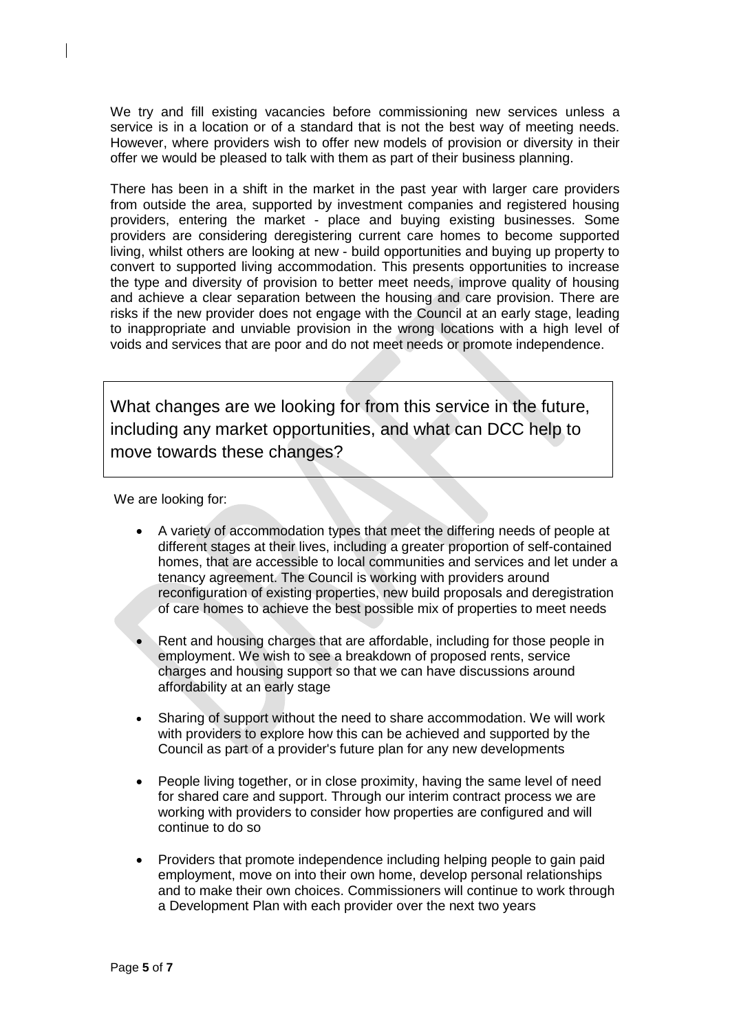We try and fill existing vacancies before commissioning new services unless a service is in a location or of a standard that is not the best way of meeting needs. However, where providers wish to offer new models of provision or diversity in their offer we would be pleased to talk with them as part of their business planning.

There has been in a shift in the market in the past year with larger care providers from outside the area, supported by investment companies and registered housing providers, entering the market - place and buying existing businesses. Some providers are considering deregistering current care homes to become supported living, whilst others are looking at new - build opportunities and buying up property to convert to supported living accommodation. This presents opportunities to increase the type and diversity of provision to better meet needs, improve quality of housing and achieve a clear separation between the housing and care provision. There are risks if the new provider does not engage with the Council at an early stage, leading to inappropriate and unviable provision in the wrong locations with a high level of voids and services that are poor and do not meet needs or promote independence.

## What changes are we looking for from this service in the future, including any market opportunities, and what can DCC help to move towards these changes?

We are looking for:

- A variety of accommodation types that meet the differing needs of people at different stages at their lives, including a greater proportion of self-contained homes, that are accessible to local communities and services and let under a tenancy agreement. The Council is working with providers around reconfiguration of existing properties, new build proposals and deregistration of care homes to achieve the best possible mix of properties to meet needs
- Rent and housing charges that are affordable, including for those people in employment. We wish to see a breakdown of proposed rents, service charges and housing support so that we can have discussions around affordability at an early stage
- Sharing of support without the need to share accommodation. We will work with providers to explore how this can be achieved and supported by the Council as part of a provider's future plan for any new developments
- People living together, or in close proximity, having the same level of need for shared care and support. Through our interim contract process we are working with providers to consider how properties are configured and will continue to do so
- Providers that promote independence including helping people to gain paid employment, move on into their own home, develop personal relationships and to make their own choices. Commissioners will continue to work through a Development Plan with each provider over the next two years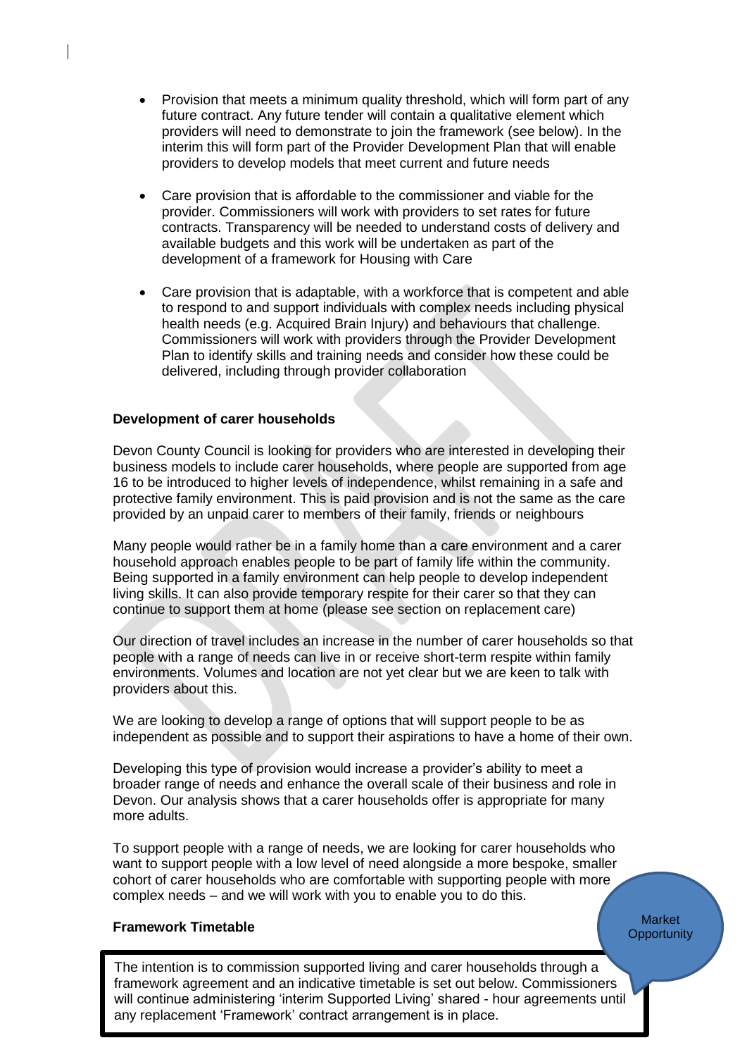- Provision that meets a minimum quality threshold, which will form part of any future contract. Any future tender will contain a qualitative element which providers will need to demonstrate to join the framework (see below). In the interim this will form part of the Provider Development Plan that will enable providers to develop models that meet current and future needs

- Care provision that is affordable to the commissioner and viable for the provider. Commissioners will work with providers to set rates for future contracts. Transparency will be needed to understand costs of delivery and available budgets and this work will be undertaken as part of the development of a framework for Housing with Care

- Care provision that is adaptable, with a workforce that is competent and able to respond to and support individuals with complex needs including physical health needs (e.g. Acquired Brain Injury) and behaviours that challenge. Commissioners will work with providers through the Provider Development Plan to identify skills and training needs and consider how these could be delivered, including through provider collaboration

**Development of carer households**

Devon County Council is looking for providers who are interested in developing their business models to include carer households, where people are supported from age 16 to be introduced to higher levels of independence, whilst remaining in a safe and protective family environment. This is paid provision and is not the same as the care provided by an unpaid carer to members of their family, friends or neighbours

Many people would rather be in a family home than a care environment and a carer household approach enables people to be part of family life within the community. Being supported in a family environment can help people to develop independent living skills. It can also provide temporary respite for their carer so that they can continue to support them at home (please see section on replacement care)

Our direction of travel includes an increase in the number of carer households so that people with a range of needs can live in or receive short-term respite within family environments. Volumes and location are not yet clear but we are keen to talk with providers about this.

We are looking to develop a range of options that will support people to be as independent as possible and to support their aspirations to have a home of their own.

Developing this type of provision would increase a provider's ability to meet a broader range of needs and enhance the overall scale of their business and role in Devon. Our analysis shows that a carer households offer is appropriate for many more adults.

To support people with a range of needs, we are looking for carer households who want to support people with a low level of need alongside a more bespoke, smaller cohort of carer households who are comfortable with supporting people with more complex needs – and we will work with you to enable you to do this.

Market Opportunity

**Framework Timetable**

The intention is to commission supported living and carer households through a framework agreement and an indicative timetable is set out below. Commissioners will continue administering 'interim Supported Living' shared - hour agreements until any replacement 'Framework' contract arrangement is in place.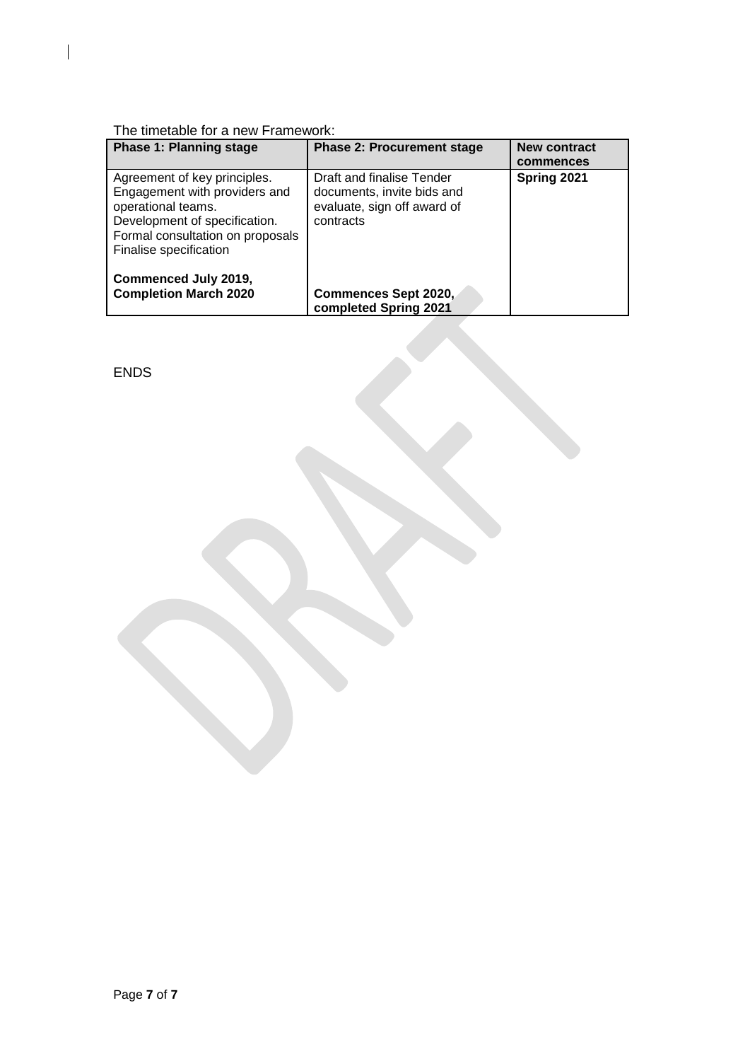The timetable for a new Framework:

| Phase 1: Planning stage | Phase 2: Procurement stage | New contract commences |
|---|---|---|
| Agreement of key principles.<br>Engagement with providers and operational teams.<br>Development of specification.<br>Formal consultation on proposals<br>Finalise specification<br><br>**Commenced July 2019, Completion March 2020** | Draft and finalise Tender documents, invite bids and evaluate, sign off award of contracts<br><br>**Commences Sept 2020, completed Spring 2021** | **Spring 2021** |

ENDS